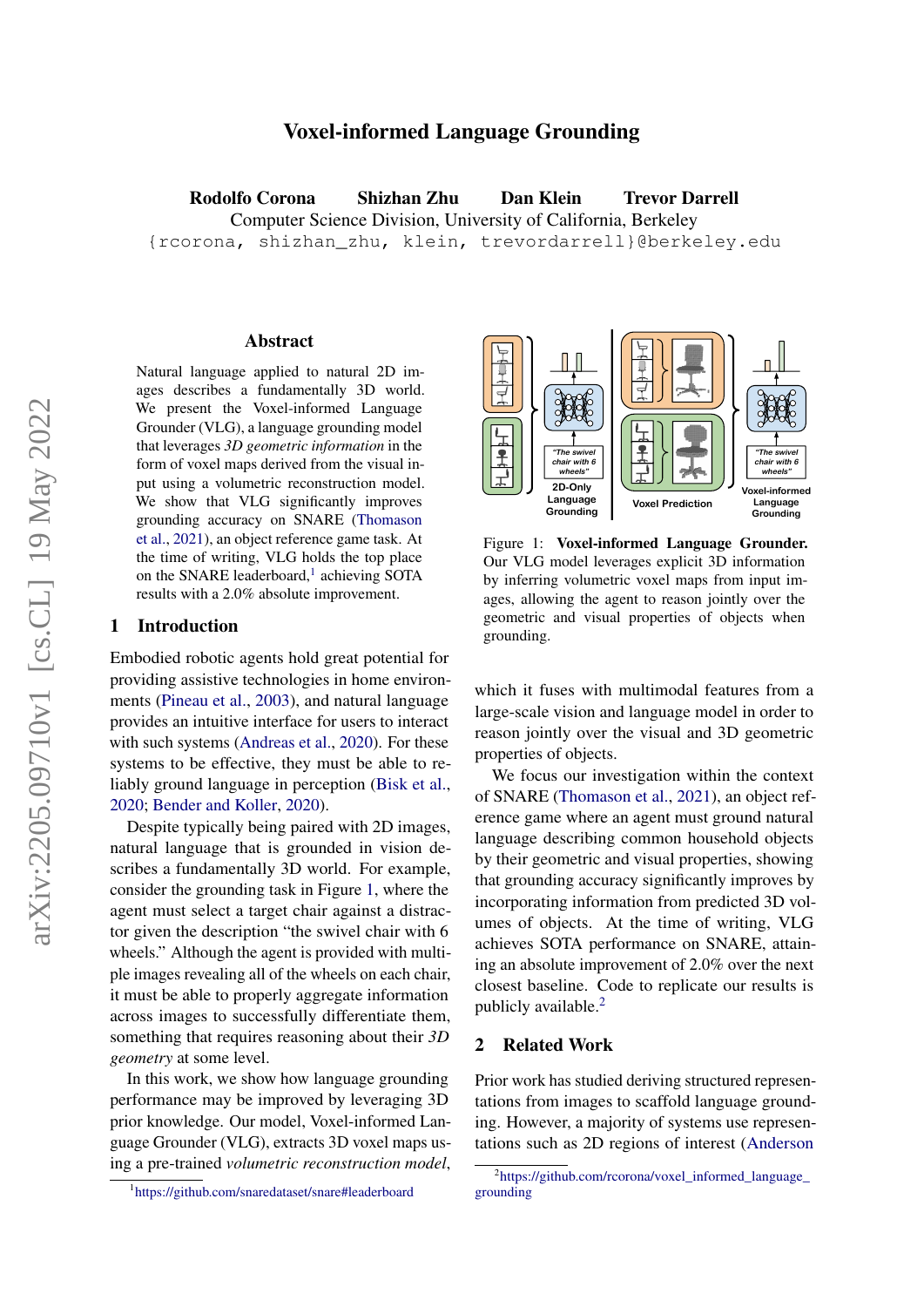# Voxel-informed Language Grounding

**Rodolfo Corona Shizhan Zhu Dan Klein Trevor Darrell**

Computer Science Division, University of California, Berkeley

{rcorona, shizhan_zhu, klein, trevordarrell}@berkeley.edu

## Abstract

Natural language applied to natural 2D images describes a fundamentally 3D world. We present the Voxel-informed Language Grounder (VLG), a language grounding model that leverages *3D geometric information* in the form of voxel maps derived from the visual input using a volumetric reconstruction model. We show that VLG significantly improves grounding accuracy on SNARE (Thomason et al., 2021), an object reference game task. At the time of writing, VLG holds the top place on the SNARE leaderboard,[1] achieving SOTA results with a 2.0% absolute improvement.

Figure 1: **Voxel-informed Language Grounder.** Our VLG model leverages explicit 3D information by inferring volumetric voxel maps from input images, allowing the agent to reason jointly over the geometric and visual properties of objects when grounding.

## 1 Introduction

Embodied robotic agents hold great potential for providing assistive technologies in home environments (Pineau et al., 2003), and natural language provides an intuitive interface for users to interact with such systems (Andreas et al., 2020). For these systems to be effective, they must be able to reliably ground language in perception (Bisk et al., 2020; Bender and Koller, 2020).

Despite typically being paired with 2D images, natural language that is grounded in vision describes a fundamentally 3D world. For example, consider the grounding task in Figure 1, where the agent must select a target chair against a distractor given the description "the swivel chair with 6 wheels." Although the agent is provided with multiple images revealing all of the wheels on each chair, it must be able to properly aggregate information across images to successfully differentiate them, something that requires reasoning about their *3D geometry* at some level.

In this work, we show how language grounding performance may be improved by leveraging 3D prior knowledge. Our model, Voxel-informed Language Grounder (VLG), extracts 3D voxel maps using a pre-trained *volumetric reconstruction model*, which it fuses with multimodal features from a large-scale vision and language model in order to reason jointly over the visual and 3D geometric properties of objects.

We focus our investigation within the context of SNARE (Thomason et al., 2021), an object reference game where an agent must ground natural language describing common household objects by their geometric and visual properties, showing that grounding accuracy significantly improves by incorporating information from predicted 3D volumes of objects. At the time of writing, VLG achieves SOTA performance on SNARE, attaining an absolute improvement of 2.0% over the next closest baseline. Code to replicate our results is publicly available.[2]

## 2 Related Work

Prior work has studied deriving structured representations from images to scaffold language grounding. However, a majority of systems use representations such as 2D regions of interest (Anderson

[1] https://github.com/snaredataset/snare#leaderboard

[2] https://github.com/rcorona/voxel_informed_language_grounding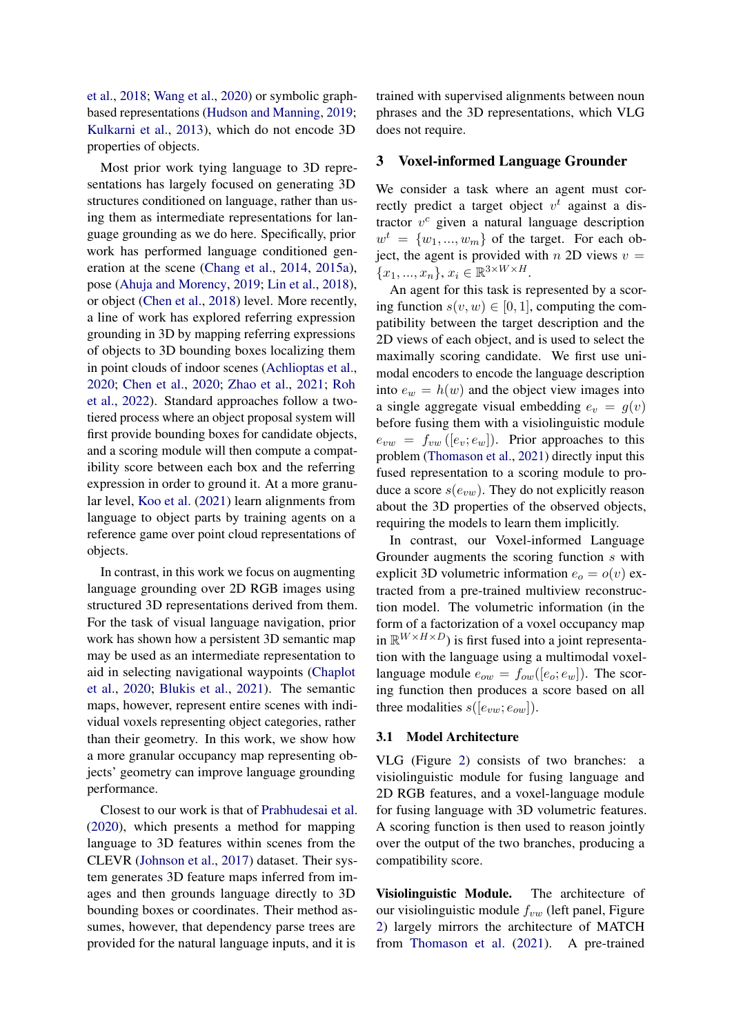et al., 2018; Wang et al., 2020) or symbolic graph-based representations (Hudson and Manning, 2019; Kulkarni et al., 2013), which do not encode 3D properties of objects.

Most prior work tying language to 3D representations has largely focused on generating 3D structures conditioned on language, rather than using them as intermediate representations for language grounding as we do here. Specifically, prior work has performed language conditioned generation at the scene (Chang et al., 2014, 2015a), pose (Ahuja and Morency, 2019; Lin et al., 2018), or object (Chen et al., 2018) level. More recently, a line of work has explored referring expression grounding in 3D by mapping referring expressions of objects to 3D bounding boxes localizing them in point clouds of indoor scenes (Achlioptas et al., 2020; Chen et al., 2020; Zhao et al., 2021; Roh et al., 2022). Standard approaches follow a two-tiered process where an object proposal system will first provide bounding boxes for candidate objects, and a scoring module will then compute a compatibility score between each box and the referring expression in order to ground it. At a more granular level, Koo et al. (2021) learn alignments from language to object parts by training agents on a reference game over point cloud representations of objects.

In contrast, in this work we focus on augmenting language grounding over 2D RGB images using structured 3D representations derived from them. For the task of visual language navigation, prior work has shown how a persistent 3D semantic map may be used as an intermediate representation to aid in selecting navigational waypoints (Chaplot et al., 2020; Blukis et al., 2021). The semantic maps, however, represent entire scenes with individual voxels representing object categories, rather than their geometry. In this work, we show how a more granular occupancy map representing objects' geometry can improve language grounding performance.

Closest to our work is that of Prabhudesai et al. (2020), which presents a method for mapping language to 3D features within scenes from the CLEVR (Johnson et al., 2017) dataset. Their system generates 3D feature maps inferred from images and then grounds language directly to 3D bounding boxes or coordinates. Their method assumes, however, that dependency parse trees are provided for the natural language inputs, and it is trained with supervised alignments between noun phrases and the 3D representations, which VLG does not require.

## 3 Voxel-informed Language Grounder

We consider a task where an agent must correctly predict a target object $v^t$ against a distractor $v^c$ given a natural language description $w^t = \{w_1, ..., w_m\}$ of the target. For each object, the agent is provided with $n$ 2D views $v = \{x_1, ..., x_n\}$, $x_i \in \mathbb{R}^{3 \times W \times H}$.

An agent for this task is represented by a scoring function $s(v, w) \in [0, 1]$, computing the compatibility between the target description and the 2D views of each object, and is used to select the maximally scoring candidate. We first use unimodal encoders to encode the language description into $e_w = h(w)$ and the object view images into a single aggregate visual embedding $e_v = g(v)$ before fusing them with a visiolinguistic module $e_{vw} = f_{vw}([e_v; e_w])$. Prior approaches to this problem (Thomason et al., 2021) directly input this fused representation to a scoring module to produce a score $s(e_{vw})$. They do not explicitly reason about the 3D properties of the observed objects, requiring the models to learn them implicitly.

In contrast, our Voxel-informed Language Grounder augments the scoring function $s$ with explicit 3D volumetric information $e_o = o(v)$ extracted from a pre-trained multiview reconstruction model. The volumetric information (in the form of a factorization of a voxel occupancy map in $\mathbb{R}^{W \times H \times D}$) is first fused into a joint representation with the language using a multimodal voxel-language module $e_{ow} = f_{ow}([e_o; e_w])$. The scoring function then produces a score based on all three modalities $s([e_{vw}; e_{ow}])$.

### 3.1 Model Architecture

VLG (Figure 2) consists of two branches: a visiolinguistic module for fusing language and 2D RGB features, and a voxel-language module for fusing language with 3D volumetric features. A scoring function is then used to reason jointly over the output of the two branches, producing a compatibility score.

**Visiolinguistic Module.** The architecture of our visiolinguistic module $f_{vw}$ (left panel, Figure 2) largely mirrors the architecture of MATCH from Thomason et al. (2021). A pre-trained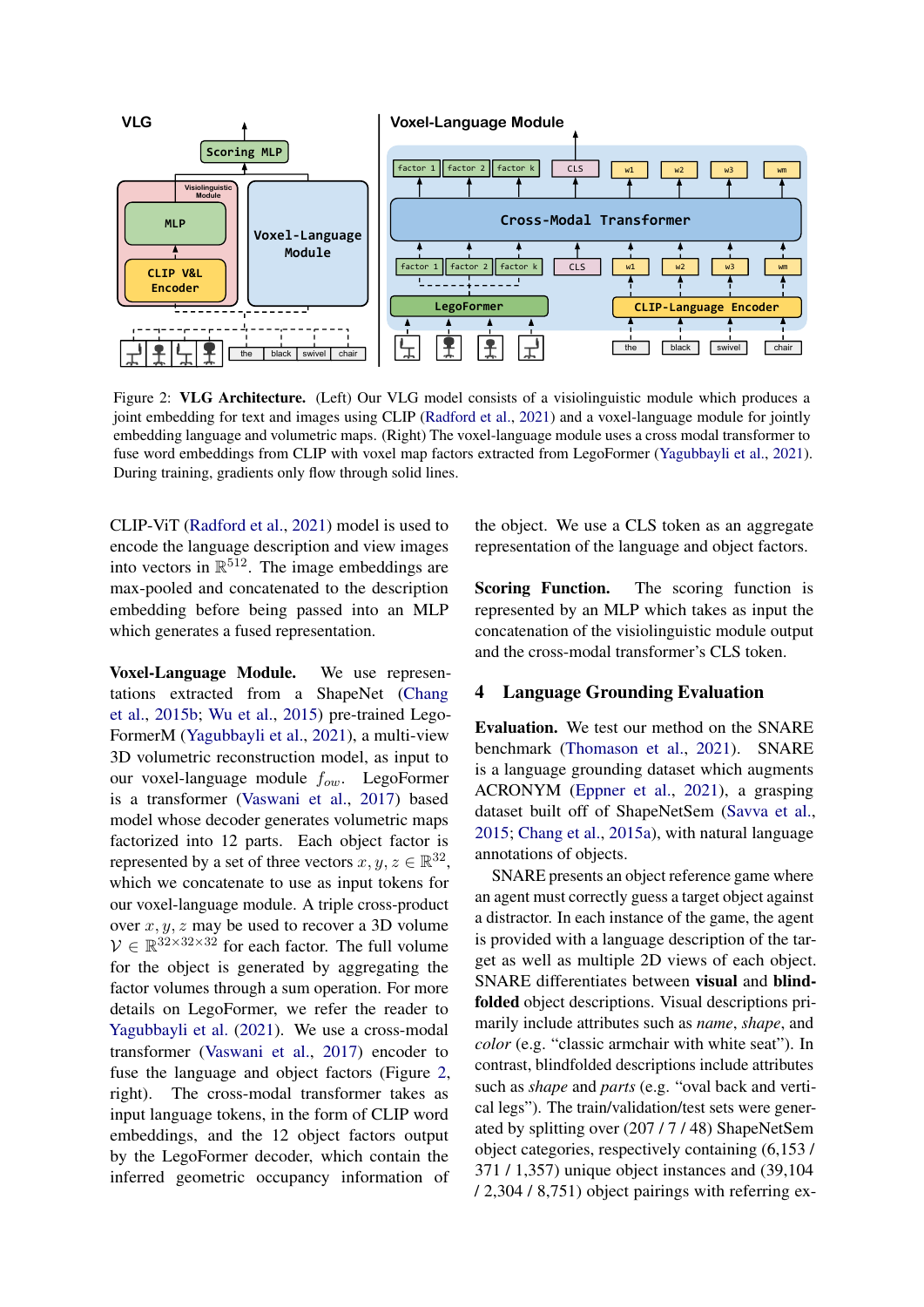Figure 2: **VLG Architecture.** (Left) Our VLG model consists of a visiolinguistic module which produces a joint embedding for text and images using CLIP (Radford et al., 2021) and a voxel-language module for jointly embedding language and volumetric maps. (Right) The voxel-language module uses a cross modal transformer to fuse word embeddings from CLIP with voxel map factors extracted from LegoFormer (Yagubbayli et al., 2021). During training, gradients only flow through solid lines.

CLIP-ViT (Radford et al., 2021) model is used to encode the language description and view images into vectors in $\mathbb{R}^{512}$. The image embeddings are max-pooled and concatenated to the description embedding before being passed into an MLP which generates a fused representation.

**Voxel-Language Module.** We use representations extracted from a ShapeNet (Chang et al., 2015b; Wu et al., 2015) pre-trained LegoFormerM (Yagubbayli et al., 2021), a multi-view 3D volumetric reconstruction model, as input to our voxel-language module $f_{vw}$. LegoFormer is a transformer (Vaswani et al., 2017) based model whose decoder generates volumetric maps factorized into 12 parts. Each object factor is represented by a set of three vectors $x, y, z \in \mathbb{R}^{32}$, which we concatenate to use as input tokens for our voxel-language module. A triple cross-product over $x, y, z$ may be used to recover a 3D volume $\mathcal{V} \in \mathbb{R}^{32\times32\times32}$ for each factor. The full volume for the object is generated by aggregating the factor volumes through a sum operation. For more details on LegoFormer, we refer the reader to Yagubbayli et al. (2021). We use a cross-modal transformer (Vaswani et al., 2017) encoder to fuse the language and object factors (Figure 2, right). The cross-modal transformer takes as input language tokens, in the form of CLIP word embeddings, and the 12 object factors output by the LegoFormer decoder, which contain the inferred geometric occupancy information of the object. We use a CLS token as an aggregate representation of the language and object factors.

**Scoring Function.** The scoring function is represented by an MLP which takes as input the concatenation of the visiolinguistic module output and the cross-modal transformer's CLS token.

## 4 Language Grounding Evaluation

**Evaluation.** We test our method on the SNARE benchmark (Thomason et al., 2021). SNARE is a language grounding dataset which augments ACRONYM (Eppner et al., 2021), a grasping dataset built off of ShapeNetSem (Savva et al., 2015; Chang et al., 2015a), with natural language annotations of objects.

SNARE presents an object reference game where an agent must correctly guess a target object against a distractor. In each instance of the game, the agent is provided with a language description of the target as well as multiple 2D views of each object. SNARE differentiates between **visual** and **blindfolded** object descriptions. Visual descriptions primarily include attributes such as *name*, *shape*, and *color* (e.g. "classic armchair with white seat"). In contrast, blindfolded descriptions include attributes such as *shape* and *parts* (e.g. "oval back and vertical legs"). The train/validation/test sets were generated by splitting over (207 / 7 / 48) ShapeNetSem object categories, respectively containing (6,153 / 371 / 1,357) unique object instances and (39,104 / 2,304 / 8,751) object pairings with referring ex-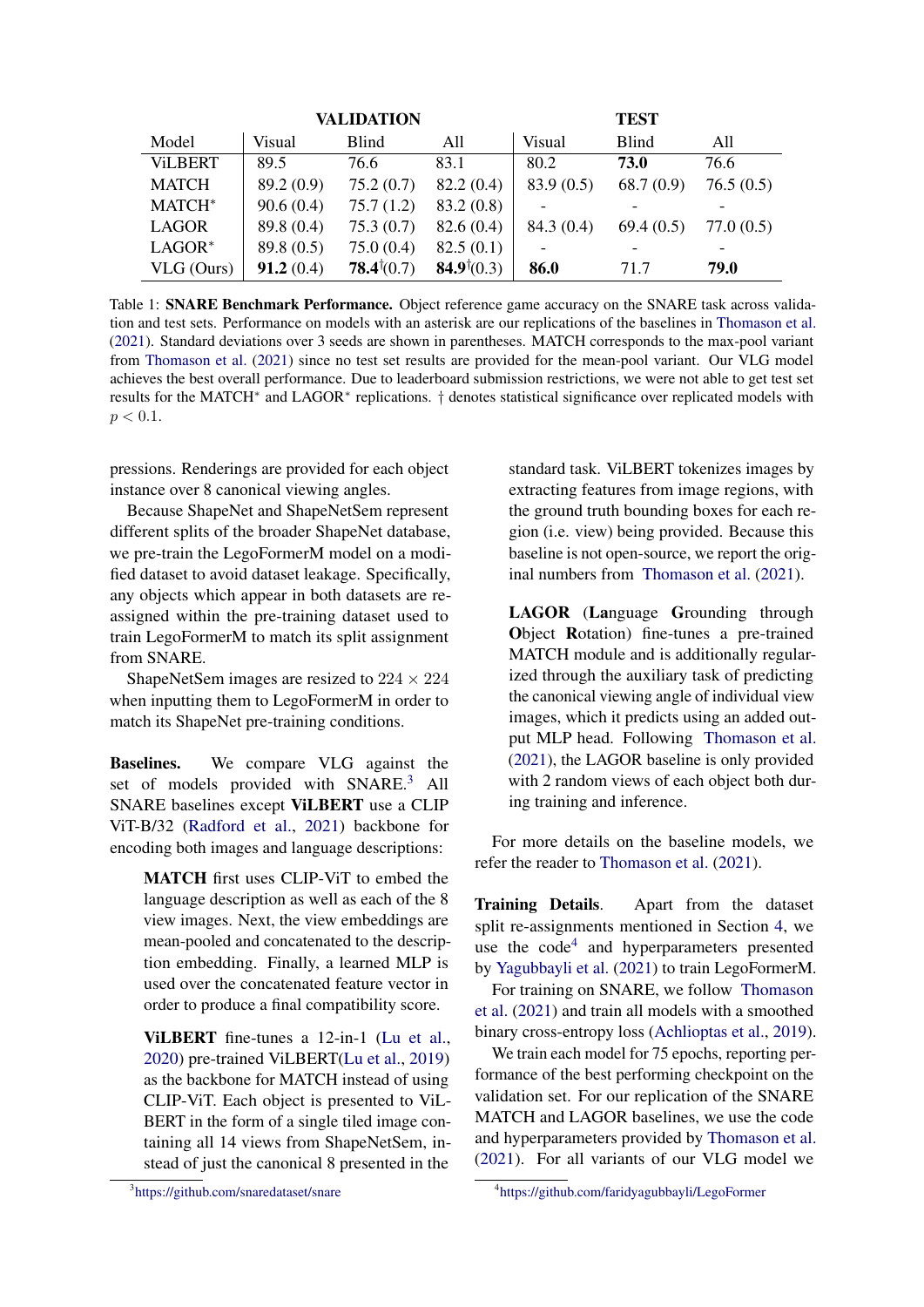| | VALIDATION | | | TEST | | |
|---|---|---|---|---|---|---|
| Model | Visual | Blind | All | Visual | Blind | All |
| ViLBERT | 89.5 | 76.6 | 83.1 | 80.2 | **73.0** | 76.6 |
| MATCH | 89.2 (0.9) | 75.2 (0.7) | 82.2 (0.4) | 83.9 (0.5) | 68.7 (0.9) | 76.5 (0.5) |
| MATCH* | 90.6 (0.4) | 75.7 (1.2) | 83.2 (0.8) | - | - | - |
| LAGOR | 89.8 (0.4) | 75.3 (0.7) | 82.6 (0.4) | 84.3 (0.4) | 69.4 (0.5) | 77.0 (0.5) |
| LAGOR* | 89.8 (0.5) | 75.0 (0.4) | 82.5 (0.1) | - | - | - |
| VLG (Ours) | **91.2** (0.4) | **78.4**†(0.7) | **84.9**†(0.3) | **86.0** | 71.7 | **79.0** |

Table 1: **SNARE Benchmark Performance.** Object reference game accuracy on the SNARE task across validation and test sets. Performance on models with an asterisk are our replications of the baselines in Thomason et al. (2021). Standard deviations over 3 seeds are shown in parentheses. MATCH corresponds to the max-pool variant from Thomason et al. (2021) since no test set results are provided for the mean-pool variant. Our VLG model achieves the best overall performance. Due to leaderboard submission restrictions, we were not able to get test set results for the MATCH* and LAGOR* replications. † denotes statistical significance over replicated models with $p < 0.1$.

pressions. Renderings are provided for each object instance over 8 canonical viewing angles.

Because ShapeNet and ShapeNetSem represent different splits of the broader ShapeNet database, we pre-train the LegoFormerM model on a modified dataset to avoid dataset leakage. Specifically, any objects which appear in both datasets are reassigned within the pre-training dataset used to train LegoFormerM to match its split assignment from SNARE.

ShapeNetSem images are resized to $224 \times 224$ when inputting them to LegoFormerM in order to match its ShapeNet pre-training conditions.

**Baselines.** We compare VLG against the set of models provided with SNARE.[3] All SNARE baselines except **ViLBERT** use a CLIP ViT-B/32 (Radford et al., 2021) backbone for encoding both images and language descriptions:

> **MATCH** first uses CLIP-ViT to embed the language description as well as each of the 8 view images. Next, the view embeddings are mean-pooled and concatenated to the description embedding. Finally, a learned MLP is used over the concatenated feature vector in order to produce a final compatibility score.
>
> **ViLBERT** fine-tunes a 12-in-1 (Lu et al., 2020) pre-trained ViLBERT(Lu et al., 2019) as the backbone for MATCH instead of using CLIP-ViT. Each object is presented to ViLBERT in the form of a single tiled image containing all 14 views from ShapeNetSem, instead of just the canonical 8 presented in the standard task. ViLBERT tokenizes images by extracting features from image regions, with the ground truth bounding boxes for each region (i.e. view) being provided. Because this baseline is not open-source, we report the original numbers from Thomason et al. (2021).
>
> **LAGOR** (**La**nguage **G**rounding through **O**bject **R**otation) fine-tunes a pre-trained MATCH module and is additionally regularized through the auxiliary task of predicting the canonical viewing angle of individual view images, which it predicts using an added output MLP head. Following Thomason et al. (2021), the LAGOR baseline is only provided with 2 random views of each object both during training and inference.

For more details on the baseline models, we refer the reader to Thomason et al. (2021).

**Training Details.** Apart from the dataset split re-assignments mentioned in Section 4, we use the code[4] and hyperparameters presented by Yagubbayli et al. (2021) to train LegoFormerM.

For training on SNARE, we follow Thomason et al. (2021) and train all models with a smoothed binary cross-entropy loss (Achlioptas et al., 2019).

We train each model for 75 epochs, reporting performance of the best performing checkpoint on the validation set. For our replication of the SNARE MATCH and LAGOR baselines, we use the code and hyperparameters provided by Thomason et al. (2021). For all variants of our VLG model we

[3] https://github.com/snaredataset/snare

[4] https://github.com/faridyagubbayli/LegoFormer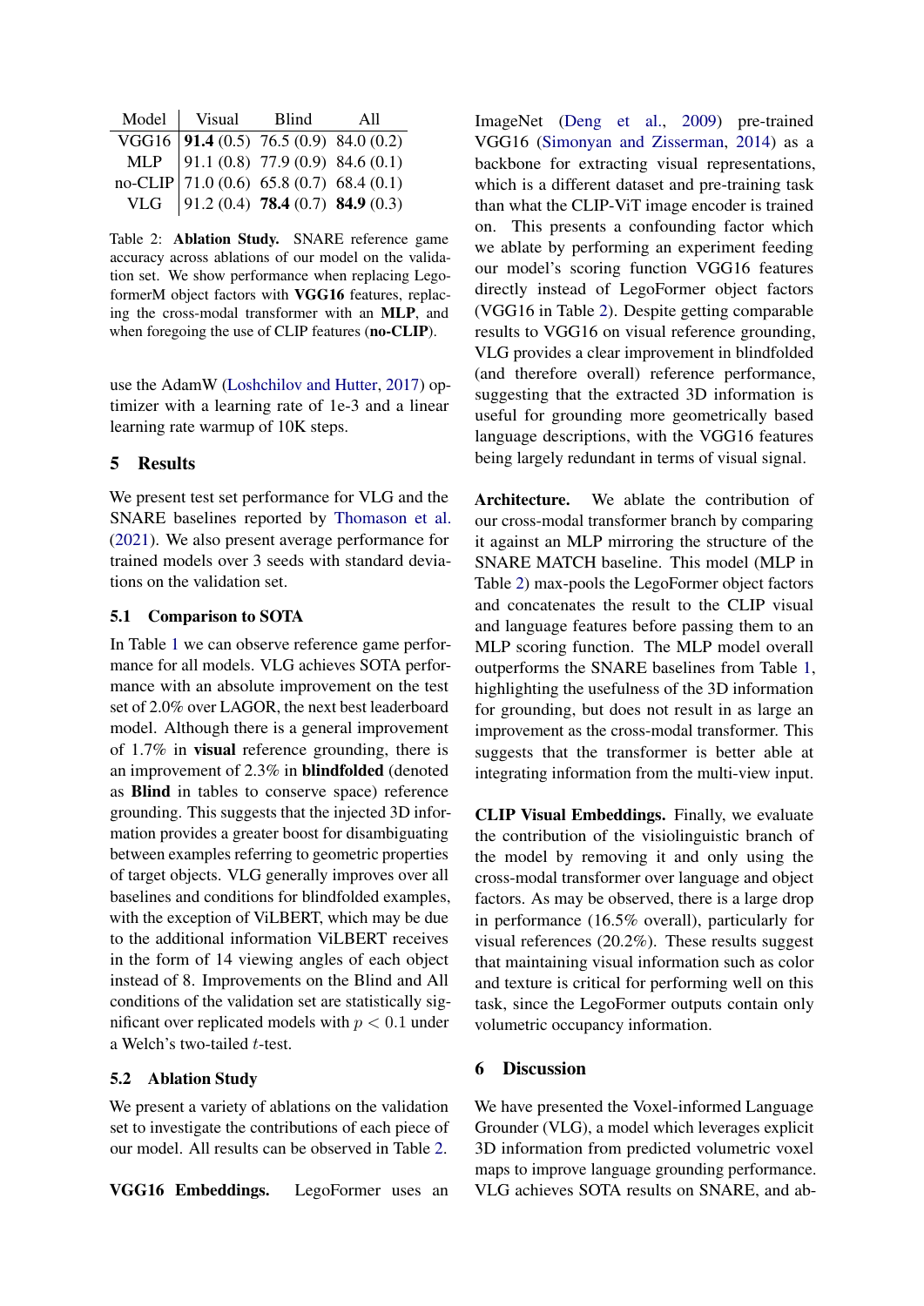| Model | Visual | Blind | All |
|---|---|---|---|
| VGG16 | **91.4** (0.5) | 76.5 (0.9) | 84.0 (0.2) |
| MLP | 91.1 (0.8) | 77.9 (0.9) | 84.6 (0.1) |
| no-CLIP | 71.0 (0.6) | 65.8 (0.7) | 68.4 (0.1) |
| VLG | 91.2 (0.4) | **78.4** (0.7) | **84.9** (0.3) |

Table 2: **Ablation Study.** SNARE reference game accuracy across ablations of our model on the validation set. We show performance when replacing LegoformerM object factors with **VGG16** features, replacing the cross-modal transformer with an **MLP**, and when foregoing the use of CLIP features (**no-CLIP**).

use the AdamW (Loshchilov and Hutter, 2017) optimizer with a learning rate of 1e-3 and a linear learning rate warmup of 10K steps.

## 5 Results

We present test set performance for VLG and the SNARE baselines reported by Thomason et al. (2021). We also present average performance for trained models over 3 seeds with standard deviations on the validation set.

### 5.1 Comparison to SOTA

In Table 1 we can observe reference game performance for all models. VLG achieves SOTA performance with an absolute improvement on the test set of 2.0% over LAGOR, the next best leaderboard model. Although there is a general improvement of 1.7% in **visual** reference grounding, there is an improvement of 2.3% in **blindfolded** (denoted as **Blind** in tables to conserve space) reference grounding. This suggests that the injected 3D information provides a greater boost for disambiguating between examples referring to geometric properties of target objects. VLG generally improves over all baselines and conditions for blindfolded examples, with the exception of ViLBERT, which may be due to the additional information ViLBERT receives in the form of 14 viewing angles of each object instead of 8. Improvements on the Blind and All conditions of the validation set are statistically significant over replicated models with $p < 0.1$ under a Welch's two-tailed $t$-test.

### 5.2 Ablation Study

We present a variety of ablations on the validation set to investigate the contributions of each piece of our model. All results can be observed in Table 2.

**VGG16 Embeddings.** LegoFormer uses an ImageNet (Deng et al., 2009) pre-trained VGG16 (Simonyan and Zisserman, 2014) as a backbone for extracting visual representations, which is a different dataset and pre-training task than what the CLIP-ViT image encoder is trained on. This presents a confounding factor which we ablate by performing an experiment feeding our model's scoring function VGG16 features directly instead of LegoFormer object factors (VGG16 in Table 2). Despite getting comparable results to VGG16 on visual reference grounding, VLG provides a clear improvement in blindfolded (and therefore overall) reference performance, suggesting that the extracted 3D information is useful for grounding more geometrically based language descriptions, with the VGG16 features being largely redundant in terms of visual signal.

**Architecture.** We ablate the contribution of our cross-modal transformer branch by comparing it against an MLP mirroring the structure of the SNARE MATCH baseline. This model (MLP in Table 2) max-pools the LegoFormer object factors and concatenates the result to the CLIP visual and language features before passing them to an MLP scoring function. The MLP model overall outperforms the SNARE baselines from Table 1, highlighting the usefulness of the 3D information for grounding, but does not result in as large an improvement as the cross-modal transformer. This suggests that the transformer is better able at integrating information from the multi-view input.

**CLIP Visual Embeddings.** Finally, we evaluate the contribution of the visiolinguistic branch of the model by removing it and only using the cross-modal transformer over language and object factors. As may be observed, there is a large drop in performance (16.5% overall), particularly for visual references (20.2%). These results suggest that maintaining visual information such as color and texture is critical for performing well on this task, since the LegoFormer outputs contain only volumetric occupancy information.

## 6 Discussion

We have presented the Voxel-informed Language Grounder (VLG), a model which leverages explicit 3D information from predicted volumetric voxel maps to improve language grounding performance. VLG achieves SOTA results on SNARE, and ab-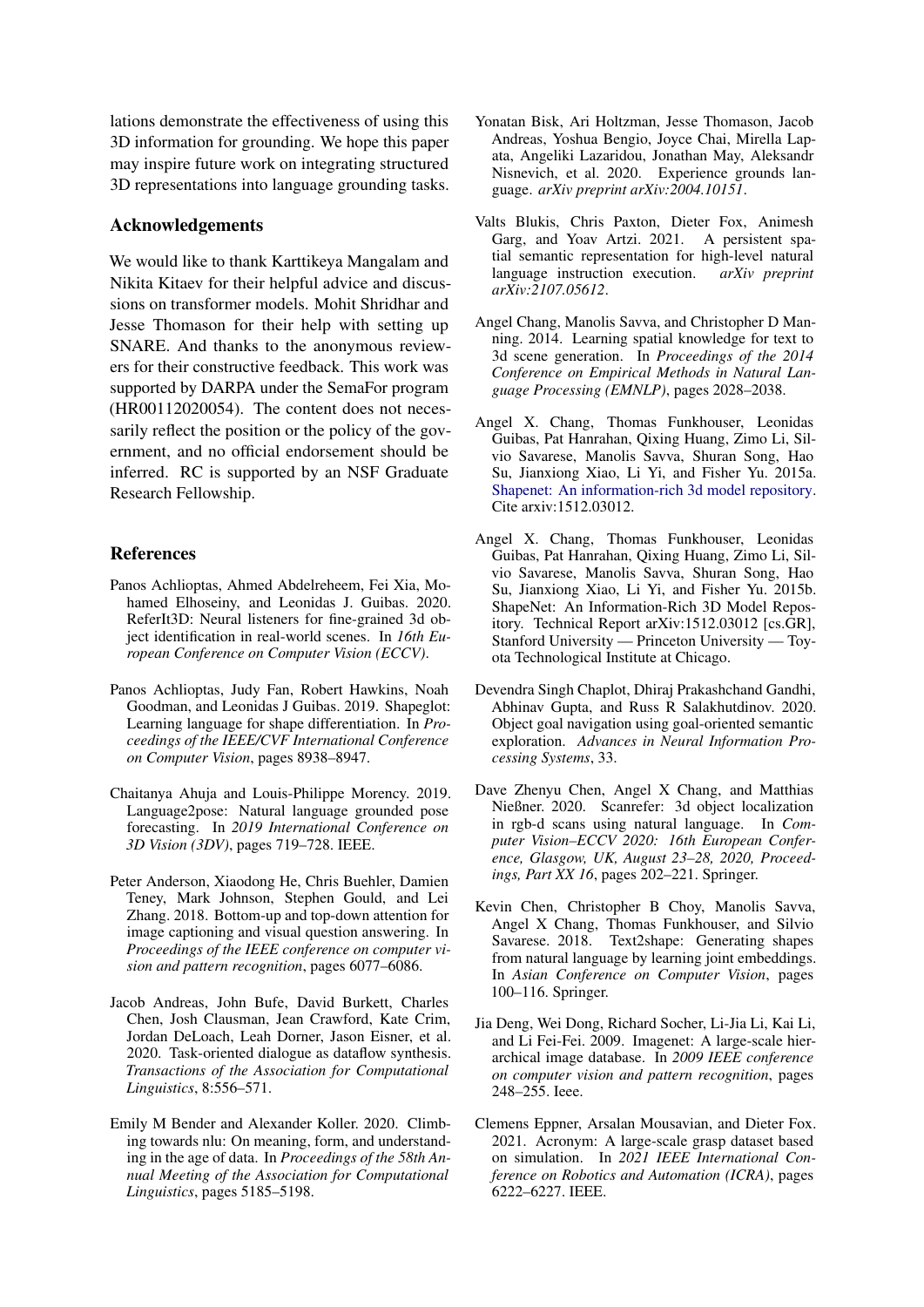lations demonstrate the effectiveness of using this 3D information for grounding. We hope this paper may inspire future work on integrating structured 3D representations into language grounding tasks.

## Acknowledgements

We would like to thank Karttikeya Mangalam and Nikita Kitaev for their helpful advice and discussions on transformer models. Mohit Shridhar and Jesse Thomason for their help with setting up SNARE. And thanks to the anonymous reviewers for their constructive feedback. This work was supported by DARPA under the SemaFor program (HR00112020054). The content does not necessarily reflect the position or the policy of the government, and no official endorsement should be inferred. RC is supported by an NSF Graduate Research Fellowship.

## References

Panos Achlioptas, Ahmed Abdelreheem, Fei Xia, Mohamed Elhoseiny, and Leonidas J. Guibas. 2020. ReferIt3D: Neural listeners for fine-grained 3d object identification in real-world scenes. In *16th European Conference on Computer Vision (ECCV)*.

Panos Achlioptas, Judy Fan, Robert Hawkins, Noah Goodman, and Leonidas J Guibas. 2019. Shapeglot: Learning language for shape differentiation. In *Proceedings of the IEEE/CVF International Conference on Computer Vision*, pages 8938–8947.

Chaitanya Ahuja and Louis-Philippe Morency. 2019. Language2pose: Natural language grounded pose forecasting. In *2019 International Conference on 3D Vision (3DV)*, pages 719–728. IEEE.

Peter Anderson, Xiaodong He, Chris Buehler, Damien Teney, Mark Johnson, Stephen Gould, and Lei Zhang. 2018. Bottom-up and top-down attention for image captioning and visual question answering. In *Proceedings of the IEEE conference on computer vision and pattern recognition*, pages 6077–6086.

Jacob Andreas, John Bufe, David Burkett, Charles Chen, Josh Clausman, Jean Crawford, Kate Crim, Jordan DeLoach, Leah Dorner, Jason Eisner, et al. 2020. Task-oriented dialogue as dataflow synthesis. *Transactions of the Association for Computational Linguistics*, 8:556–571.

Emily M Bender and Alexander Koller. 2020. Climbing towards nlu: On meaning, form, and understanding in the age of data. In *Proceedings of the 58th Annual Meeting of the Association for Computational Linguistics*, pages 5185–5198.

Yonatan Bisk, Ari Holtzman, Jesse Thomason, Jacob Andreas, Yoshua Bengio, Joyce Chai, Mirella Lapata, Angeliki Lazaridou, Jonathan May, Aleksandr Nisnevich, et al. 2020. Experience grounds language. *arXiv preprint arXiv:2004.10151*.

Valts Blukis, Chris Paxton, Dieter Fox, Animesh Garg, and Yoav Artzi. 2021. A persistent spatial semantic representation for high-level natural language instruction execution. *arXiv preprint arXiv:2107.05612*.

Angel Chang, Manolis Savva, and Christopher D Manning. 2014. Learning spatial knowledge for text to 3d scene generation. In *Proceedings of the 2014 Conference on Empirical Methods in Natural Language Processing (EMNLP)*, pages 2028–2038.

Angel X. Chang, Thomas Funkhouser, Leonidas Guibas, Pat Hanrahan, Qixing Huang, Zimo Li, Silvio Savarese, Manolis Savva, Shuran Song, Hao Su, Jianxiong Xiao, Li Yi, and Fisher Yu. 2015a. Shapenet: An information-rich 3d model repository. Cite arxiv:1512.03012.

Angel X. Chang, Thomas Funkhouser, Leonidas Guibas, Pat Hanrahan, Qixing Huang, Zimo Li, Silvio Savarese, Manolis Savva, Shuran Song, Hao Su, Jianxiong Xiao, Li Yi, and Fisher Yu. 2015b. ShapeNet: An Information-Rich 3D Model Repository. Technical Report arXiv:1512.03012 [cs.GR], Stanford University — Princeton University — Toyota Technological Institute at Chicago.

Devendra Singh Chaplot, Dhiraj Prakashchand Gandhi, Abhinav Gupta, and Russ R Salakhutdinov. 2020. Object goal navigation using goal-oriented semantic exploration. *Advances in Neural Information Processing Systems*, 33.

Dave Zhenyu Chen, Angel X Chang, and Matthias Nießner. 2020. Scanrefer: 3d object localization in rgb-d scans using natural language. In *Computer Vision–ECCV 2020: 16th European Conference, Glasgow, UK, August 23–28, 2020, Proceedings, Part XX 16*, pages 202–221. Springer.

Kevin Chen, Christopher B Choy, Manolis Savva, Angel X Chang, Thomas Funkhouser, and Silvio Savarese. 2018. Text2shape: Generating shapes from natural language by learning joint embeddings. In *Asian Conference on Computer Vision*, pages 100–116. Springer.

Jia Deng, Wei Dong, Richard Socher, Li-Jia Li, Kai Li, and Li Fei-Fei. 2009. Imagenet: A large-scale hierarchical image database. In *2009 IEEE conference on computer vision and pattern recognition*, pages 248–255. Ieee.

Clemens Eppner, Arsalan Mousavian, and Dieter Fox. 2021. Acronym: A large-scale grasp dataset based on simulation. In *2021 IEEE International Conference on Robotics and Automation (ICRA)*, pages 6222–6227. IEEE.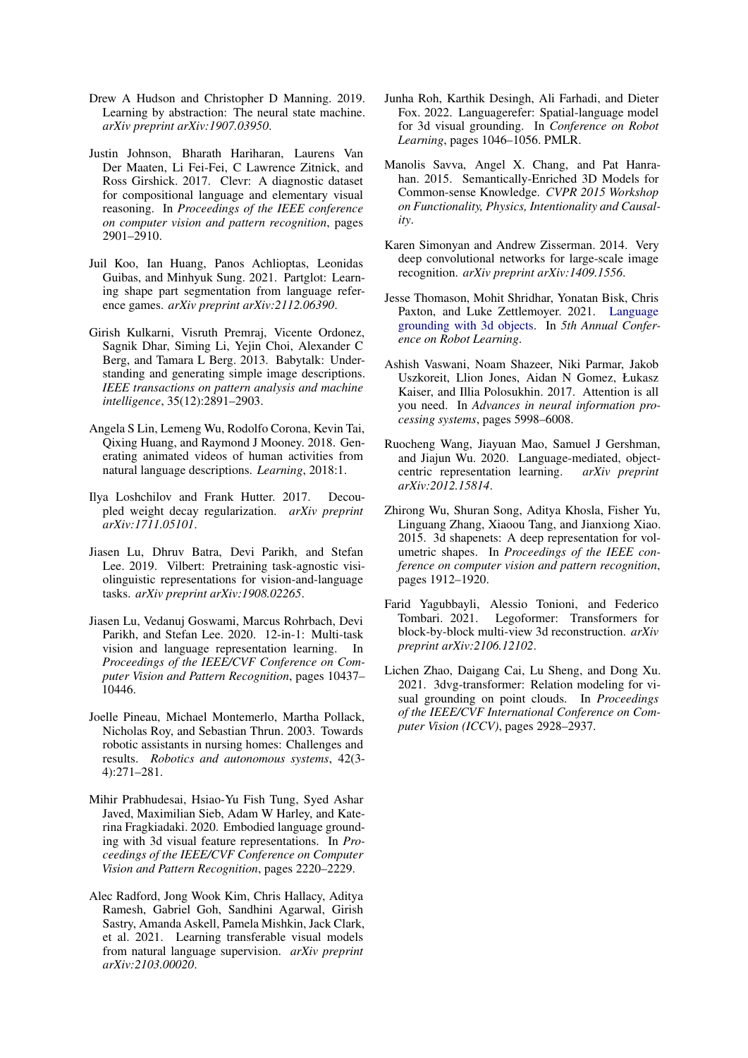Drew A Hudson and Christopher D Manning. 2019. Learning by abstraction: The neural state machine. *arXiv preprint arXiv:1907.03950*.

Justin Johnson, Bharath Hariharan, Laurens Van Der Maaten, Li Fei-Fei, C Lawrence Zitnick, and Ross Girshick. 2017. Clevr: A diagnostic dataset for compositional language and elementary visual reasoning. In *Proceedings of the IEEE conference on computer vision and pattern recognition*, pages 2901–2910.

Juil Koo, Ian Huang, Panos Achlioptas, Leonidas Guibas, and Minhyuk Sung. 2021. Partglot: Learning shape part segmentation from language reference games. *arXiv preprint arXiv:2112.06390*.

Girish Kulkarni, Visruth Premraj, Vicente Ordonez, Sagnik Dhar, Siming Li, Yejin Choi, Alexander C Berg, and Tamara L Berg. 2013. Babytalk: Understanding and generating simple image descriptions. *IEEE transactions on pattern analysis and machine intelligence*, 35(12):2891–2903.

Angela S Lin, Lemeng Wu, Rodolfo Corona, Kevin Tai, Qixing Huang, and Raymond J Mooney. 2018. Generating animated videos of human activities from natural language descriptions. *Learning*, 2018:1.

Ilya Loshchilov and Frank Hutter. 2017. Decoupled weight decay regularization. *arXiv preprint arXiv:1711.05101*.

Jiasen Lu, Dhruv Batra, Devi Parikh, and Stefan Lee. 2019. Vilbert: Pretraining task-agnostic visiolinguistic representations for vision-and-language tasks. *arXiv preprint arXiv:1908.02265*.

Jiasen Lu, Vedanuj Goswami, Marcus Rohrbach, Devi Parikh, and Stefan Lee. 2020. 12-in-1: Multi-task vision and language representation learning. In *Proceedings of the IEEE/CVF Conference on Computer Vision and Pattern Recognition*, pages 10437–10446.

Joelle Pineau, Michael Montemerlo, Martha Pollack, Nicholas Roy, and Sebastian Thrun. 2003. Towards robotic assistants in nursing homes: Challenges and results. *Robotics and autonomous systems*, 42(3-4):271–281.

Mihir Prabhudesai, Hsiao-Yu Fish Tung, Syed Ashar Javed, Maximilian Sieb, Adam W Harley, and Katerina Fragkiadaki. 2020. Embodied language grounding with 3d visual feature representations. In *Proceedings of the IEEE/CVF Conference on Computer Vision and Pattern Recognition*, pages 2220–2229.

Alec Radford, Jong Wook Kim, Chris Hallacy, Aditya Ramesh, Gabriel Goh, Sandhini Agarwal, Girish Sastry, Amanda Askell, Pamela Mishkin, Jack Clark, et al. 2021. Learning transferable visual models from natural language supervision. *arXiv preprint arXiv:2103.00020*.

Junha Roh, Karthik Desingh, Ali Farhadi, and Dieter Fox. 2022. Languagerefer: Spatial-language model for 3d visual grounding. In *Conference on Robot Learning*, pages 1046–1056. PMLR.

Manolis Savva, Angel X. Chang, and Pat Hanrahan. 2015. Semantically-Enriched 3D Models for Common-sense Knowledge. *CVPR 2015 Workshop on Functionality, Physics, Intentionality and Causality*.

Karen Simonyan and Andrew Zisserman. 2014. Very deep convolutional networks for large-scale image recognition. *arXiv preprint arXiv:1409.1556*.

Jesse Thomason, Mohit Shridhar, Yonatan Bisk, Chris Paxton, and Luke Zettlemoyer. 2021. Language grounding with 3d objects. In *5th Annual Conference on Robot Learning*.

Ashish Vaswani, Noam Shazeer, Niki Parmar, Jakob Uszkoreit, Llion Jones, Aidan N Gomez, Łukasz Kaiser, and Illia Polosukhin. 2017. Attention is all you need. In *Advances in neural information processing systems*, pages 5998–6008.

Ruocheng Wang, Jiayuan Mao, Samuel J Gershman, and Jiajun Wu. 2020. Language-mediated, object-centric representation learning. *arXiv preprint arXiv:2012.15814*.

Zhirong Wu, Shuran Song, Aditya Khosla, Fisher Yu, Linguang Zhang, Xiaoou Tang, and Jianxiong Xiao. 2015. 3d shapenets: A deep representation for volumetric shapes. In *Proceedings of the IEEE conference on computer vision and pattern recognition*, pages 1912–1920.

Farid Yagubbayli, Alessio Tonioni, and Federico Tombari. 2021. Legoformer: Transformers for block-by-block multi-view 3d reconstruction. *arXiv preprint arXiv:2106.12102*.

Lichen Zhao, Daigang Cai, Lu Sheng, and Dong Xu. 2021. 3dvg-transformer: Relation modeling for visual grounding on point clouds. In *Proceedings of the IEEE/CVF International Conference on Computer Vision (ICCV)*, pages 2928–2937.